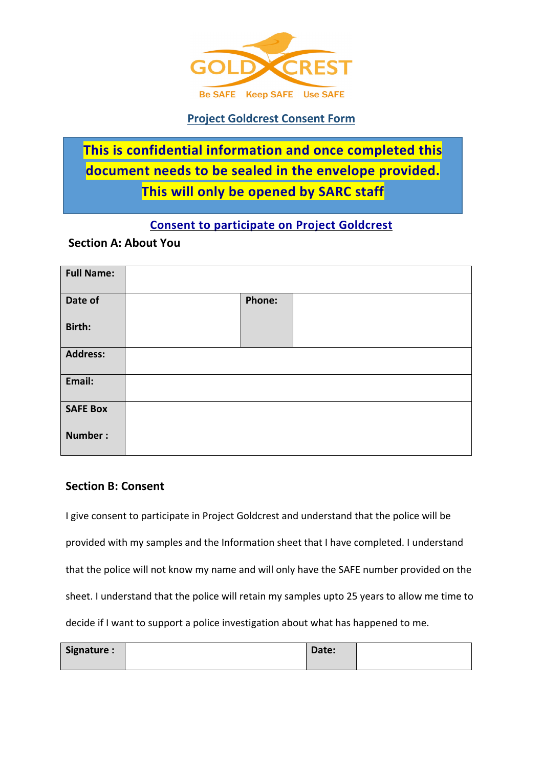GOLDCREST

Be SAFE Keep SAFE Use SAFE

## Project Goldcrest Consent Form

**This is confidential information and once completed this document needs to be sealed in the envelope provided. This will only be opened by SARC staff**

## Consent to participate on Project Goldcrest

### Section A: About You

| **Full Name:** | | | |
|---|---|---|---|
| **Date of Birth:** | | **Phone:** | |
| **Address:** | | | |
| **Email:** | | | |
| **SAFE Box Number :** | | | |

### Section B: Consent

I give consent to participate in Project Goldcrest and understand that the police will be provided with my samples and the Information sheet that I have completed. I understand that the police will not know my name and will only have the SAFE number provided on the sheet. I understand that the police will retain my samples upto 25 years to allow me time to decide if I want to support a police investigation about what has happened to me.

| **Signature :** | | **Date:** | |
|---|---|---|---|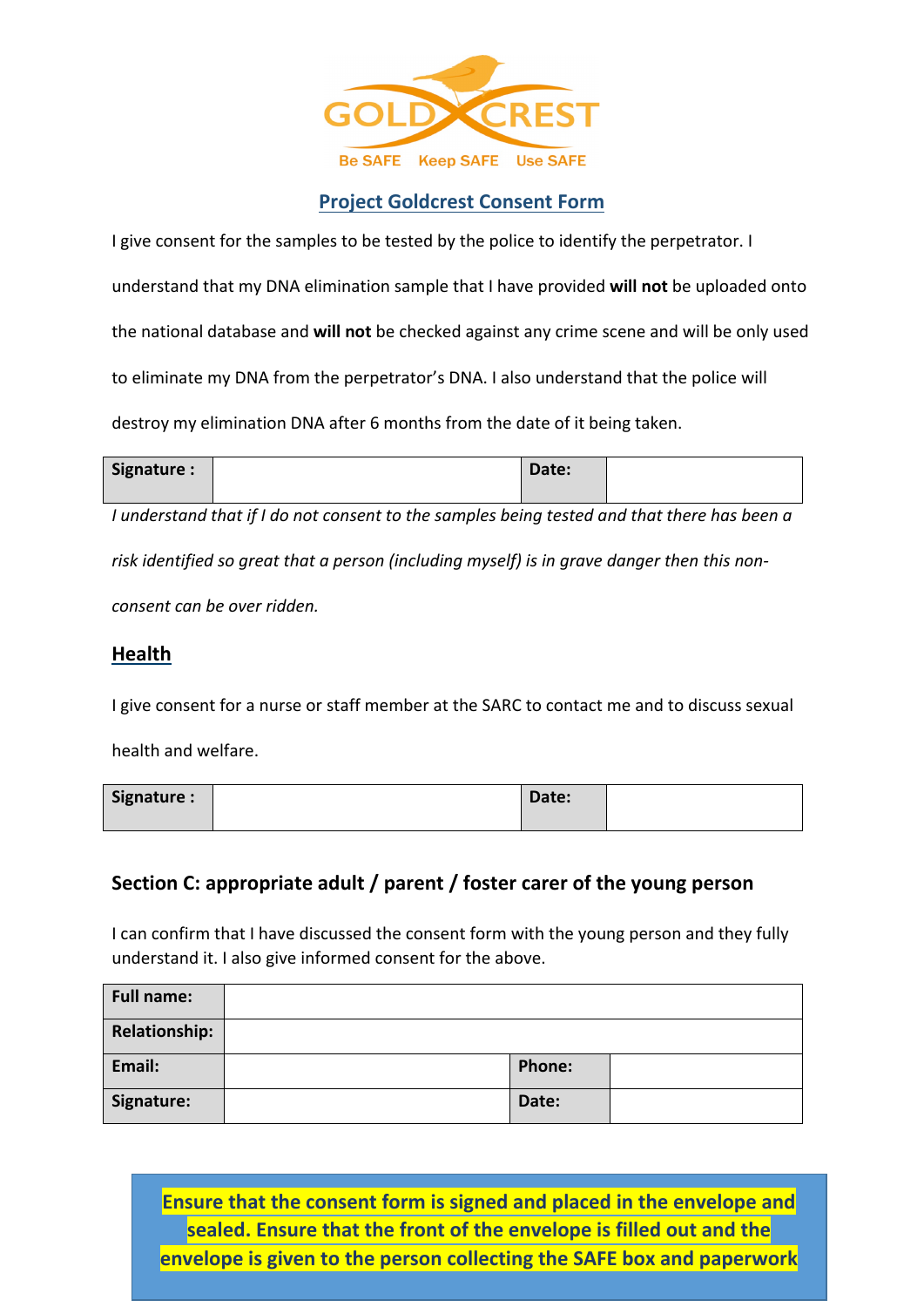GOLD CREST

Be SAFE Keep SAFE Use SAFE

# Project Goldcrest Consent Form

I give consent for the samples to be tested by the police to identify the perpetrator. I understand that my DNA elimination sample that I have provided **will not** be uploaded onto the national database and **will not** be checked against any crime scene and will be only used to eliminate my DNA from the perpetrator's DNA. I also understand that the police will destroy my elimination DNA after 6 months from the date of it being taken.

| | | | |
|---|---|---|---|
| **Signature :** | | **Date:** | |

*I understand that if I do not consent to the samples being tested and that there has been a risk identified so great that a person (including myself) is in grave danger then this non-consent can be over ridden.*

## Health

I give consent for a nurse or staff member at the SARC to contact me and to discuss sexual health and welfare.

| | | | |
|---|---|---|---|
| **Signature :** | | **Date:** | |

## Section C: appropriate adult / parent / foster carer of the young person

I can confirm that I have discussed the consent form with the young person and they fully understand it. I also give informed consent for the above.

| | | | |
|---|---|---|---|
| **Full name:** | | | |
| **Relationship:** | | | |
| **Email:** | | **Phone:** | |
| **Signature:** | | **Date:** | |

**Ensure that the consent form is signed and placed in the envelope and sealed. Ensure that the front of the envelope is filled out and the envelope is given to the person collecting the SAFE box and paperwork**